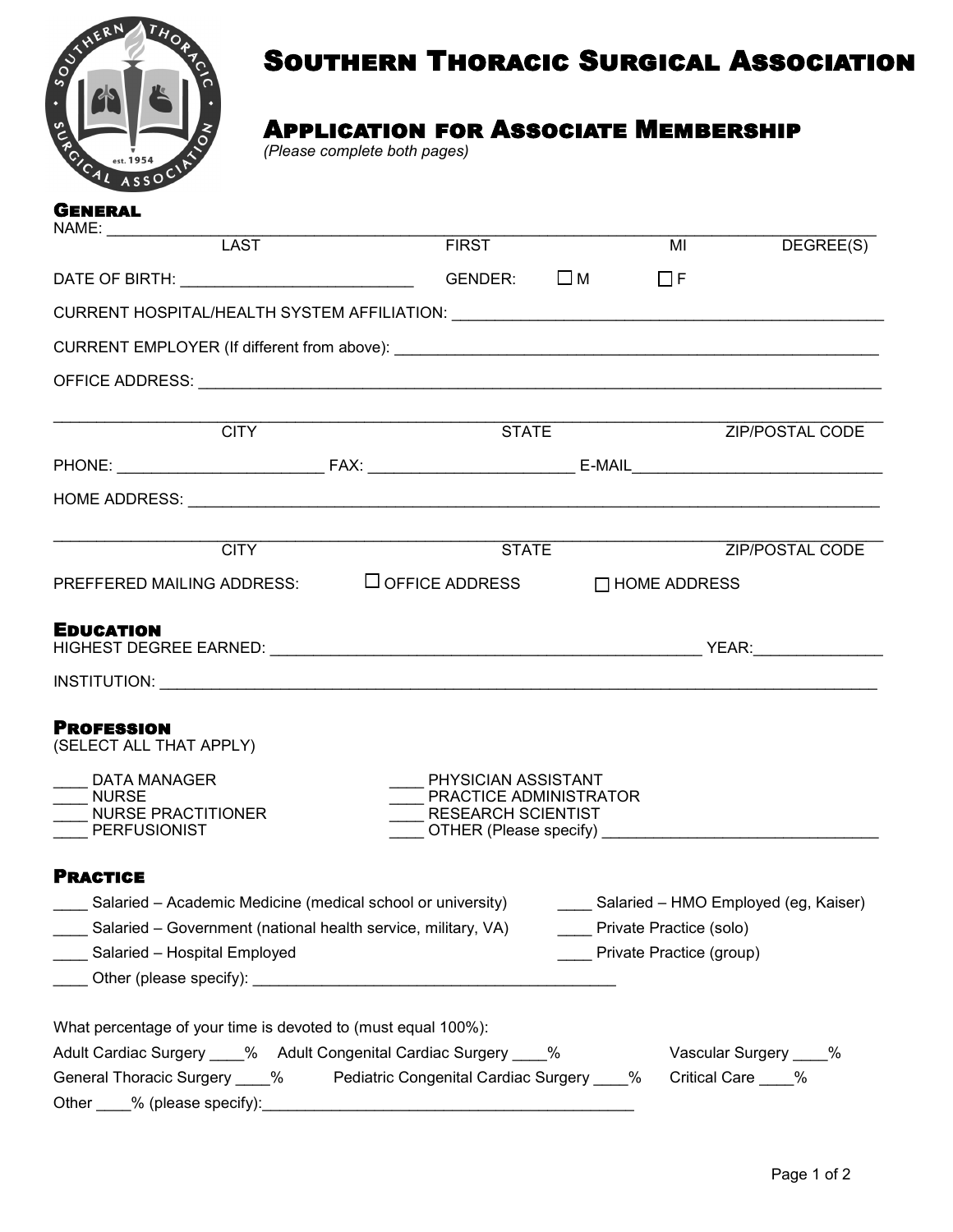# Southern Thoracic Surgical Association

## Application for Associate Membership

*(Please complete both pages)*

### General

NAME: ______________________________________________________________________
LAST FIRST MI DEGREE(S)

DATE OF BIRTH: ___________________________ GENDER: ☐ M ☐ F

CURRENT HOSPITAL/HEALTH SYSTEM AFFILIATION: ______________________________________________

CURRENT EMPLOYER (If different from above): _______________________________________________

OFFICE ADDRESS: ____________________________________________________________________

______________________________________________________________________
CITY STATE ZIP/POSTAL CODE

PHONE: _______________________ FAX: _______________________ E-MAIL___________________________

HOME ADDRESS: _____________________________________________________________________

______________________________________________________________________
CITY STATE ZIP/POSTAL CODE

PREFFERED MAILING ADDRESS: ☐ OFFICE ADDRESS ☐ HOME ADDRESS

### Education

HIGHEST DEGREE EARNED: _________________________________________________ YEAR:_______________

INSTITUTION: _______________________________________________________________________

### Profession

(SELECT ALL THAT APPLY)

____ DATA MANAGER
____ NURSE
____ NURSE PRACTITIONER
____ PERFUSIONIST
____ PHYSICIAN ASSISTANT
____ PRACTICE ADMINISTRATOR
____ RESEARCH SCIENTIST
____ OTHER (Please specify) _______________________________

### Practice

____ Salaried – Academic Medicine (medical school or university)
____ Salaried – Government (national health service, military, VA)
____ Salaried – Hospital Employed
____ Salaried – HMO Employed (eg, Kaiser)
____ Private Practice (solo)
____ Private Practice (group)
____ Other (please specify): __________________________________________

What percentage of your time is devoted to (must equal 100%):

Adult Cardiac Surgery ____% Adult Congenital Cardiac Surgery ____% Vascular Surgery ____%

General Thoracic Surgery ____% Pediatric Congenital Cardiac Surgery ____% Critical Care ____%

Other ____% (please specify):___________________________________________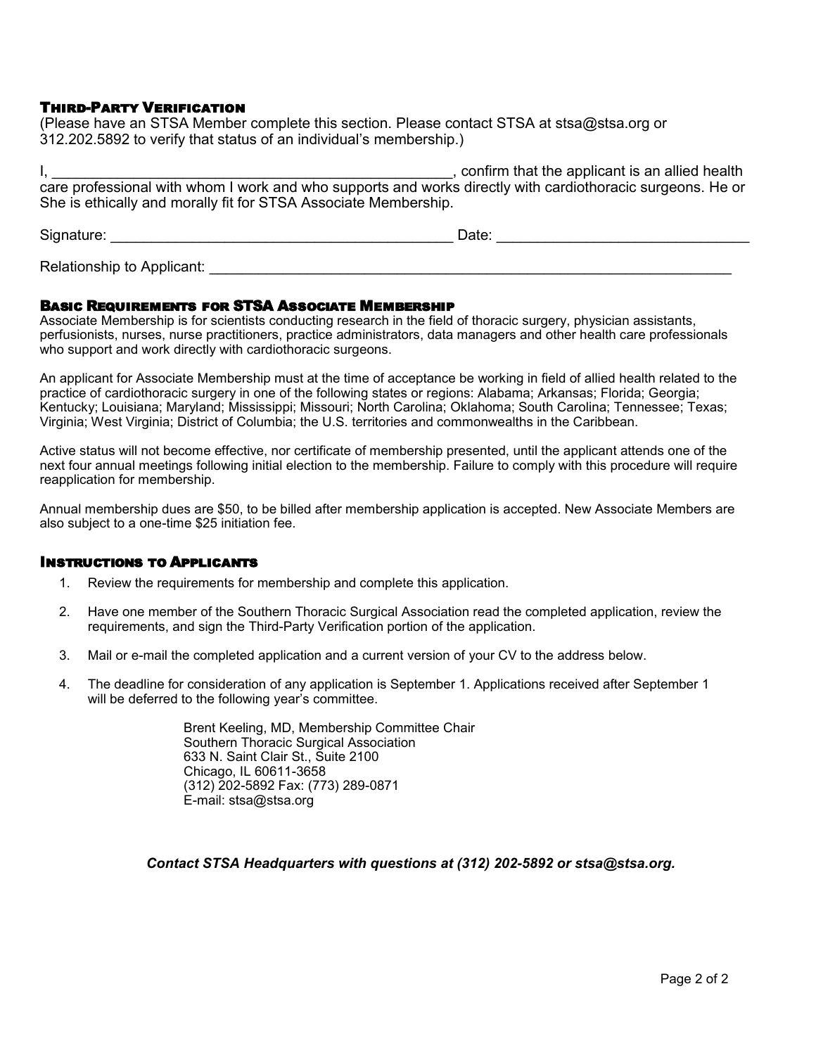## Third-Party Verification

(Please have an STSA Member complete this section. Please contact STSA at stsa@stsa.org or 312.202.5892 to verify that status of an individual's membership.)

I, ___________________________________________________, confirm that the applicant is an allied health care professional with whom I work and who supports and works directly with cardiothoracic surgeons. He or She is ethically and morally fit for STSA Associate Membership.

Signature: ___________________________________________ Date: _______________________________

Relationship to Applicant: ___________________________________________________________________

## Basic Requirements for STSA Associate Membership

Associate Membership is for scientists conducting research in the field of thoracic surgery, physician assistants, perfusionists, nurses, nurse practitioners, practice administrators, data managers and other health care professionals who support and work directly with cardiothoracic surgeons.

An applicant for Associate Membership must at the time of acceptance be working in field of allied health related to the practice of cardiothoracic surgery in one of the following states or regions: Alabama; Arkansas; Florida; Georgia; Kentucky; Louisiana; Maryland; Mississippi; Missouri; North Carolina; Oklahoma; South Carolina; Tennessee; Texas; Virginia; West Virginia; District of Columbia; the U.S. territories and commonwealths in the Caribbean.

Active status will not become effective, nor certificate of membership presented, until the applicant attends one of the next four annual meetings following initial election to the membership. Failure to comply with this procedure will require reapplication for membership.

Annual membership dues are $50, to be billed after membership application is accepted. New Associate Members are also subject to a one-time $25 initiation fee.

## Instructions to Applicants

1. Review the requirements for membership and complete this application.
2. Have one member of the Southern Thoracic Surgical Association read the completed application, review the requirements, and sign the Third-Party Verification portion of the application.
3. Mail or e-mail the completed application and a current version of your CV to the address below.
4. The deadline for consideration of any application is September 1. Applications received after September 1 will be deferred to the following year's committee.

Brent Keeling, MD, Membership Committee Chair
Southern Thoracic Surgical Association
633 N. Saint Clair St., Suite 2100
Chicago, IL 60611-3658
(312) 202-5892 Fax: (773) 289-0871
E-mail: stsa@stsa.org

***Contact STSA Headquarters with questions at (312) 202-5892 or stsa@stsa.org.***